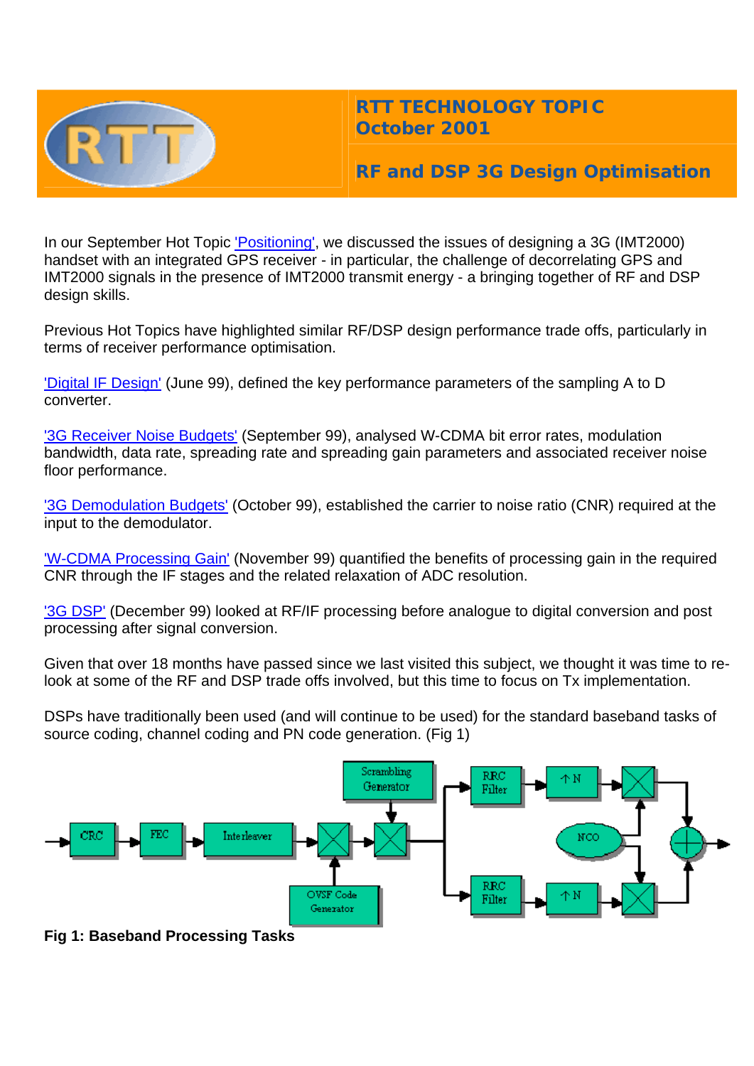# RTT TECHNOLOGY TOPIC
## October 2001

## RF and DSP 3G Design Optimisation

In our September Hot Topic 'Positioning', we discussed the issues of designing a 3G (IMT2000) handset with an integrated GPS receiver - in particular, the challenge of decorrelating GPS and IMT2000 signals in the presence of IMT2000 transmit energy - a bringing together of RF and DSP design skills.

Previous Hot Topics have highlighted similar RF/DSP design performance trade offs, particularly in terms of receiver performance optimisation.

'Digital IF Design' (June 99), defined the key performance parameters of the sampling A to D converter.

'3G Receiver Noise Budgets' (September 99), analysed W-CDMA bit error rates, modulation bandwidth, data rate, spreading rate and spreading gain parameters and associated receiver noise floor performance.

'3G Demodulation Budgets' (October 99), established the carrier to noise ratio (CNR) required at the input to the demodulator.

'W-CDMA Processing Gain' (November 99) quantified the benefits of processing gain in the required CNR through the IF stages and the related relaxation of ADC resolution.

'3G DSP' (December 99) looked at RF/IF processing before analogue to digital conversion and post processing after signal conversion.

Given that over 18 months have passed since we last visited this subject, we thought it was time to re-look at some of the RF and DSP trade offs involved, but this time to focus on Tx implementation.

DSPs have traditionally been used (and will continue to be used) for the standard baseband tasks of source coding, channel coding and PN code generation. (Fig 1)

**Fig 1: Baseband Processing Tasks**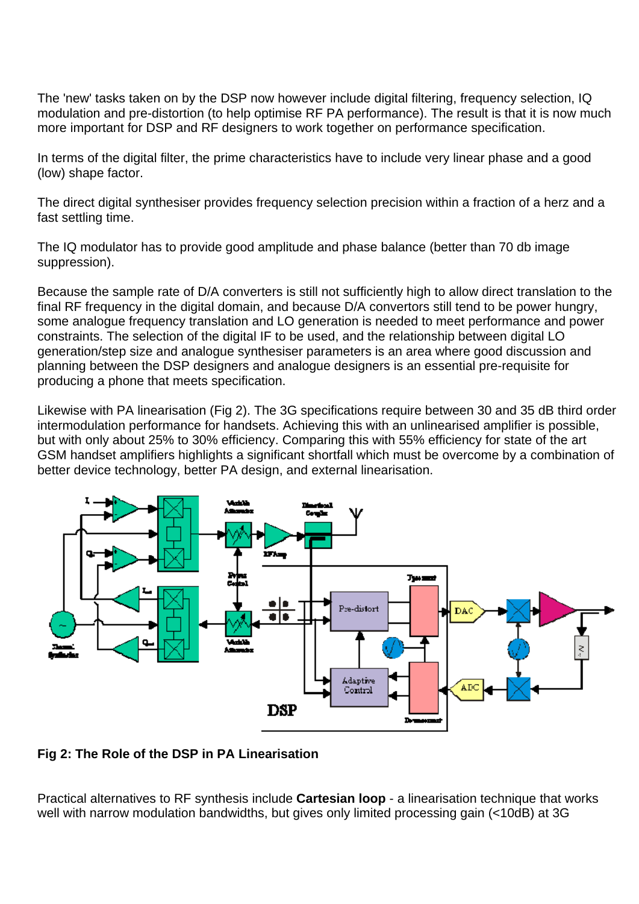The 'new' tasks taken on by the DSP now however include digital filtering, frequency selection, IQ modulation and pre-distortion (to help optimise RF PA performance). The result is that it is now much more important for DSP and RF designers to work together on performance specification.

In terms of the digital filter, the prime characteristics have to include very linear phase and a good (low) shape factor.

The direct digital synthesiser provides frequency selection precision within a fraction of a herz and a fast settling time.

The IQ modulator has to provide good amplitude and phase balance (better than 70 db image suppression).

Because the sample rate of D/A converters is still not sufficiently high to allow direct translation to the final RF frequency in the digital domain, and because D/A convertors still tend to be power hungry, some analogue frequency translation and LO generation is needed to meet performance and power constraints. The selection of the digital IF to be used, and the relationship between digital LO generation/step size and analogue synthesiser parameters is an area where good discussion and planning between the DSP designers and analogue designers is an essential pre-requisite for producing a phone that meets specification.

Likewise with PA linearisation (Fig 2). The 3G specifications require between 30 and 35 dB third order intermodulation performance for handsets. Achieving this with an unlinearised amplifier is possible, but with only about 25% to 30% efficiency. Comparing this with 55% efficiency for state of the art GSM handset amplifiers highlights a significant shortfall which must be overcome by a combination of better device technology, better PA design, and external linearisation.

**Fig 2: The Role of the DSP in PA Linearisation**

Practical alternatives to RF synthesis include **Cartesian loop** - a linearisation technique that works well with narrow modulation bandwidths, but gives only limited processing gain (<10dB) at 3G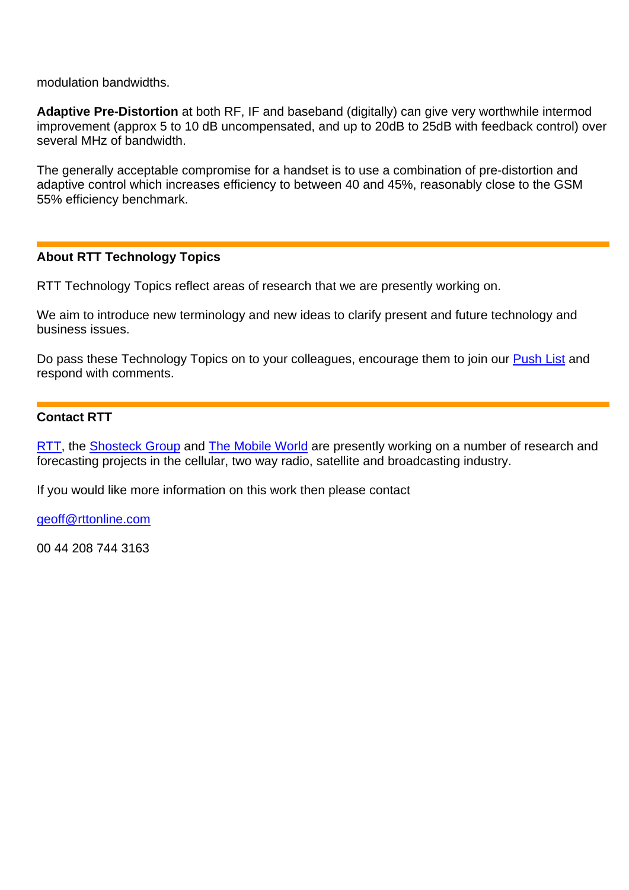modulation bandwidths.

**Adaptive Pre-Distortion** at both RF, IF and baseband (digitally) can give very worthwhile intermod improvement (approx 5 to 10 dB uncompensated, and up to 20dB to 25dB with feedback control) over several MHz of bandwidth.

The generally acceptable compromise for a handset is to use a combination of pre-distortion and adaptive control which increases efficiency to between 40 and 45%, reasonably close to the GSM 55% efficiency benchmark.

---

**About RTT Technology Topics**

RTT Technology Topics reflect areas of research that we are presently working on.

We aim to introduce new terminology and new ideas to clarify present and future technology and business issues.

Do pass these Technology Topics on to your colleagues, encourage them to join our Push List and respond with comments.

---

**Contact RTT**

RTT, the Shosteck Group and The Mobile World are presently working on a number of research and forecasting projects in the cellular, two way radio, satellite and broadcasting industry.

If you would like more information on this work then please contact

geoff@rttonline.com

00 44 208 744 3163